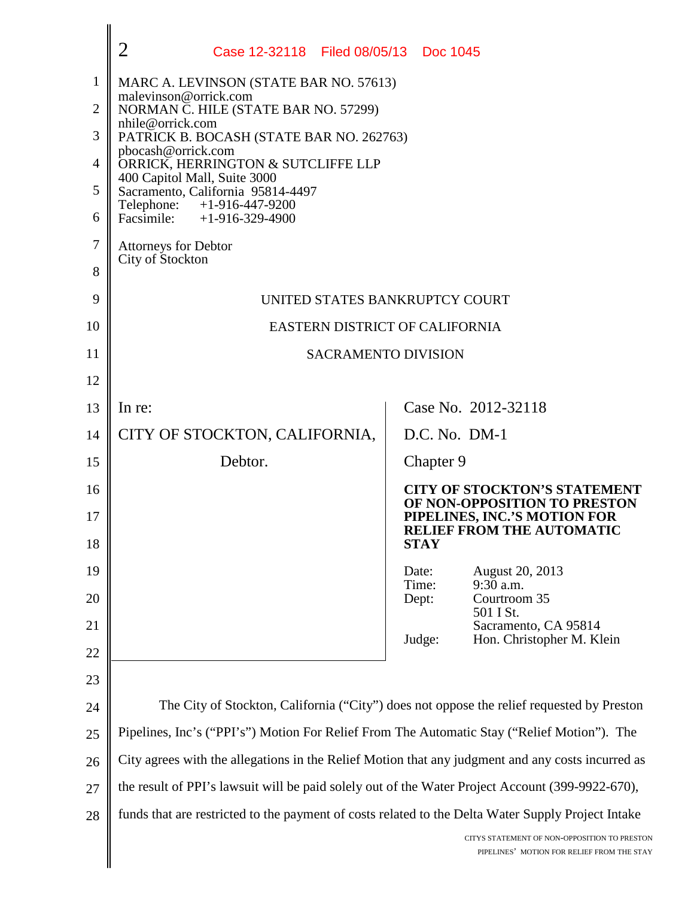MARC A. LEVINSON (STATE BAR NO. 57613)
malevinson@orrick.com
NORMAN C. HILE (STATE BAR NO. 57299)
nhile@orrick.com
PATRICK B. BOCASH (STATE BAR NO. 262763)
pbocash@orrick.com
ORRICK, HERRINGTON & SUTCLIFFE LLP
400 Capitol Mall, Suite 3000
Sacramento, California 95814-4497
Telephone: +1-916-447-9200
Facsimile: +1-916-329-4900

Attorneys for Debtor
City of Stockton

UNITED STATES BANKRUPTCY COURT

EASTERN DISTRICT OF CALIFORNIA

SACRAMENTO DIVISION

| | |
|---|---|
| In re:<br><br>CITY OF STOCKTON, CALIFORNIA,<br><br>Debtor. | Case No. 2012-32118<br><br>D.C. No. DM-1<br><br>Chapter 9<br><br>**CITY OF STOCKTON'S STATEMENT OF NON-OPPOSITION TO PRESTON PIPELINES, INC.'S MOTION FOR RELIEF FROM THE AUTOMATIC STAY**<br><br>Date: August 20, 2013<br>Time: 9:30 a.m.<br>Dept: Courtroom 35<br>501 I St.<br>Sacramento, CA 95814<br>Judge: Hon. Christopher M. Klein |

The City of Stockton, California ("City") does not oppose the relief requested by Preston Pipelines, Inc's ("PPI's") Motion For Relief From The Automatic Stay ("Relief Motion"). The City agrees with the allegations in the Relief Motion that any judgment and any costs incurred as the result of PPI's lawsuit will be paid solely out of the Water Project Account (399-9922-670), funds that are restricted to the payment of costs related to the Delta Water Supply Project Intake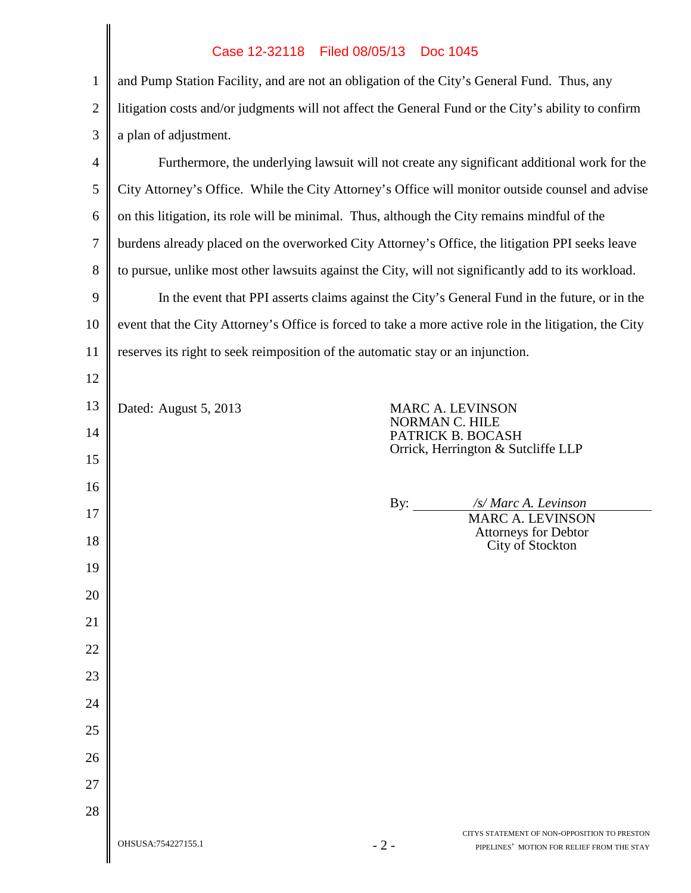and Pump Station Facility, and are not an obligation of the City's General Fund. Thus, any litigation costs and/or judgments will not affect the General Fund or the City's ability to confirm a plan of adjustment.

Furthermore, the underlying lawsuit will not create any significant additional work for the City Attorney's Office. While the City Attorney's Office will monitor outside counsel and advise on this litigation, its role will be minimal. Thus, although the City remains mindful of the burdens already placed on the overworked City Attorney's Office, the litigation PPI seeks leave to pursue, unlike most other lawsuits against the City, will not significantly add to its workload.

In the event that PPI asserts claims against the City's General Fund in the future, or in the event that the City Attorney's Office is forced to take a more active role in the litigation, the City reserves its right to seek reimposition of the automatic stay or an injunction.

Dated: August 5, 2013

MARC A. LEVINSON
NORMAN C. HILE
PATRICK B. BOCASH
Orrick, Herrington & Sutcliffe LLP

By: */s/ Marc A. Levinson*
MARC A. LEVINSON
Attorneys for Debtor
City of Stockton